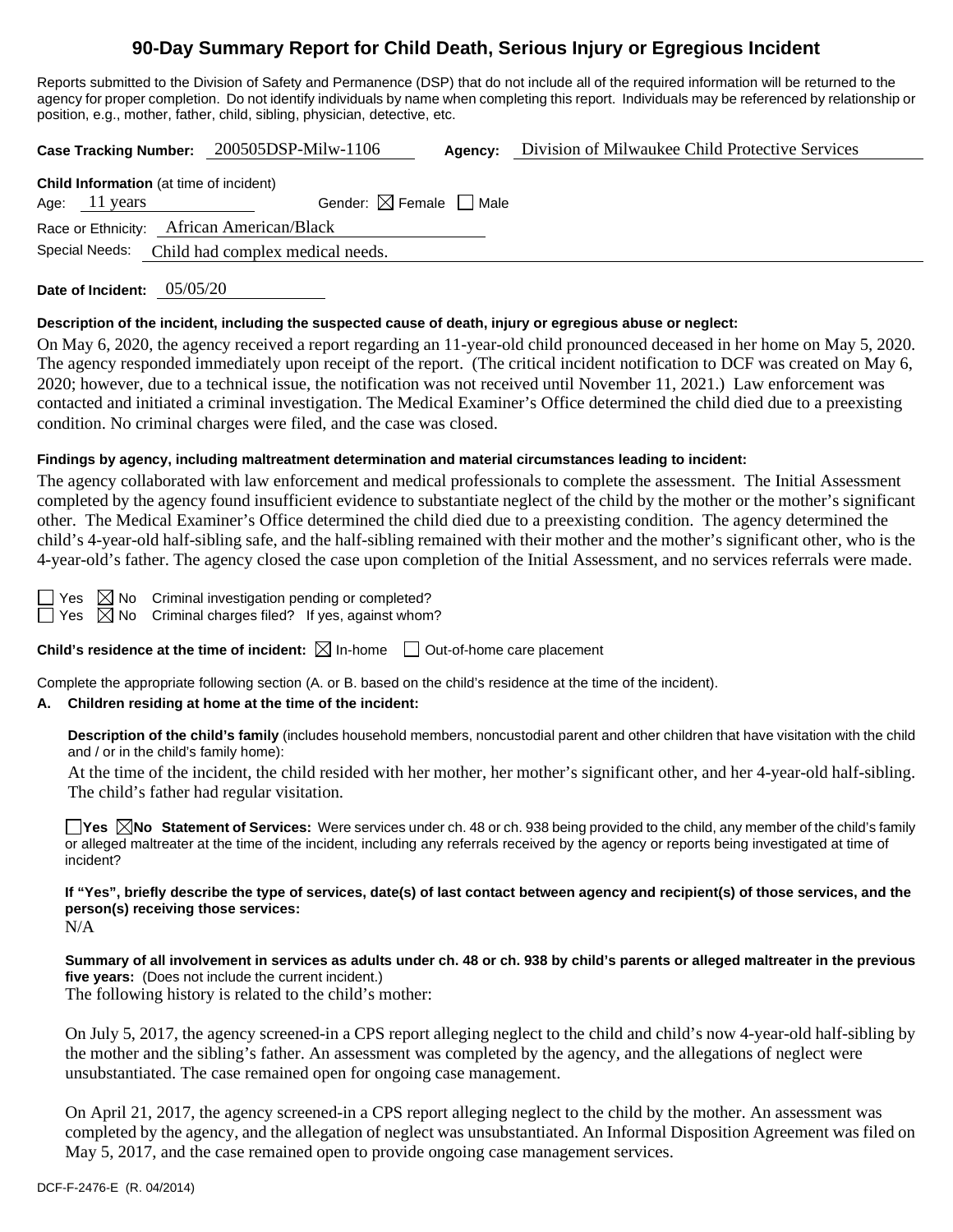# 90-Day Summary Report for Child Death, Serious Injury or Egregious Incident

Reports submitted to the Division of Safety and Permanence (DSP) that do not include all of the required information will be returned to the agency for proper completion. Do not identify individuals by name when completing this report. Individuals may be referenced by relationship or position, e.g., mother, father, child, sibling, physician, detective, etc.

**Case Tracking Number:** 200505DSP-Milw-1106 **Agency:** Division of Milwaukee Child Protective Services

**Child Information** (at time of incident)

Age: 11 years Gender: ☒ Female ☐ Male

Race or Ethnicity: African American/Black

Special Needs: Child had complex medical needs.

**Date of Incident:** 05/05/20

**Description of the incident, including the suspected cause of death, injury or egregious abuse or neglect:**

On May 6, 2020, the agency received a report regarding an 11-year-old child pronounced deceased in her home on May 5, 2020. The agency responded immediately upon receipt of the report. (The critical incident notification to DCF was created on May 6, 2020; however, due to a technical issue, the notification was not received until November 11, 2021.) Law enforcement was contacted and initiated a criminal investigation. The Medical Examiner's Office determined the child died due to a preexisting condition. No criminal charges were filed, and the case was closed.

**Findings by agency, including maltreatment determination and material circumstances leading to incident:**

The agency collaborated with law enforcement and medical professionals to complete the assessment. The Initial Assessment completed by the agency found insufficient evidence to substantiate neglect of the child by the mother or the mother's significant other. The Medical Examiner's Office determined the child died due to a preexisting condition. The agency determined the child's 4-year-old half-sibling safe, and the half-sibling remained with their mother and the mother's significant other, who is the 4-year-old's father. The agency closed the case upon completion of the Initial Assessment, and no services referrals were made.

☐ Yes ☒ No Criminal investigation pending or completed?

☐ Yes ☒ No Criminal charges filed? If yes, against whom?

**Child's residence at the time of incident:** ☒ In-home ☐ Out-of-home care placement

Complete the appropriate following section (A. or B. based on the child's residence at the time of the incident).

**A. Children residing at home at the time of the incident:**

**Description of the child's family** (includes household members, noncustodial parent and other children that have visitation with the child and / or in the child's family home):

At the time of the incident, the child resided with her mother, her mother's significant other, and her 4-year-old half-sibling. The child's father had regular visitation.

☐ **Yes** ☒ **No Statement of Services:** Were services under ch. 48 or ch. 938 being provided to the child, any member of the child's family or alleged maltreater at the time of the incident, including any referrals received by the agency or reports being investigated at time of incident?

**If "Yes", briefly describe the type of services, date(s) of last contact between agency and recipient(s) of those services, and the person(s) receiving those services:**

N/A

**Summary of all involvement in services as adults under ch. 48 or ch. 938 by child's parents or alleged maltreater in the previous five years:** (Does not include the current incident.)

The following history is related to the child's mother:

On July 5, 2017, the agency screened-in a CPS report alleging neglect to the child and child's now 4-year-old half-sibling by the mother and the sibling's father. An assessment was completed by the agency, and the allegations of neglect were unsubstantiated. The case remained open for ongoing case management.

On April 21, 2017, the agency screened-in a CPS report alleging neglect to the child by the mother. An assessment was completed by the agency, and the allegation of neglect was unsubstantiated. An Informal Disposition Agreement was filed on May 5, 2017, and the case remained open to provide ongoing case management services.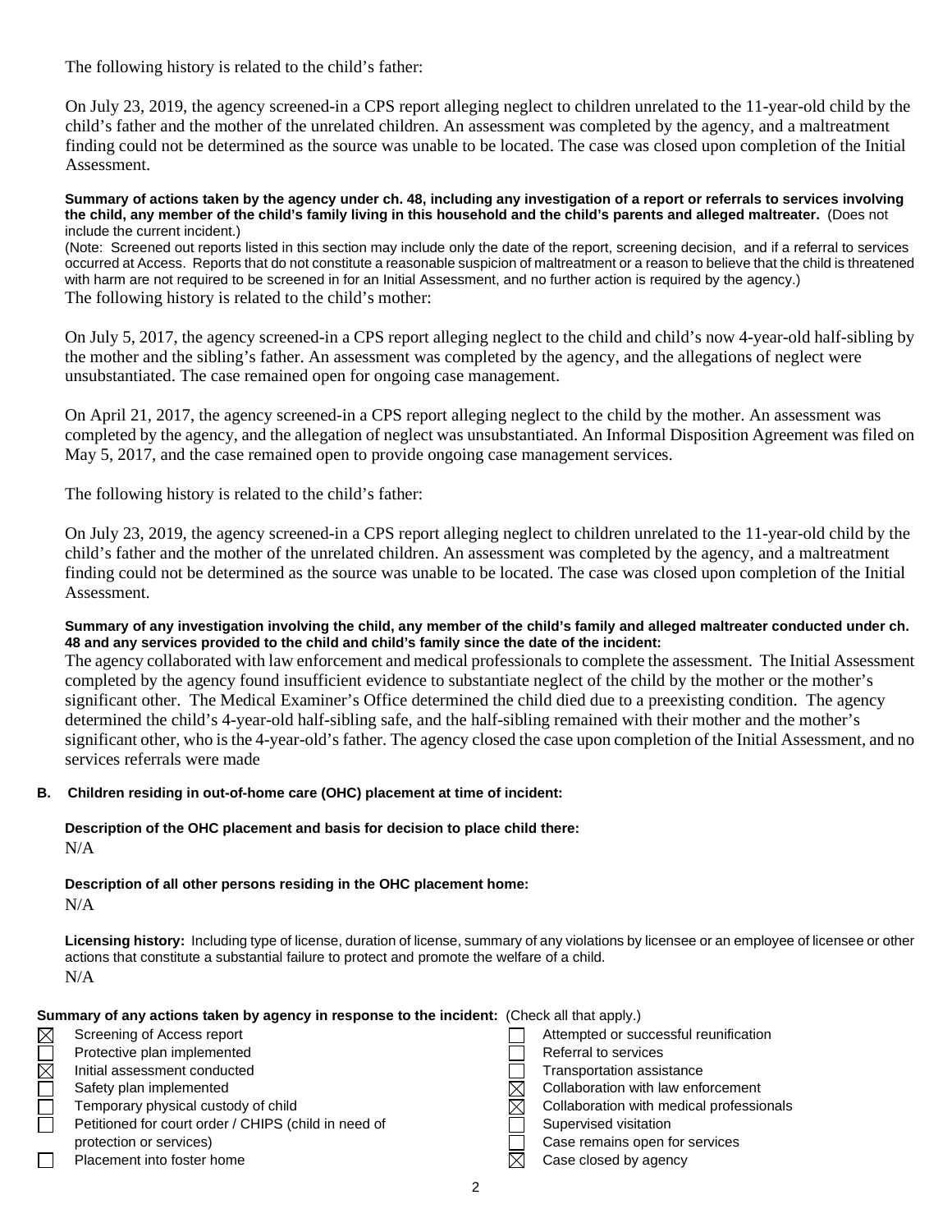The following history is related to the child's father:

On July 23, 2019, the agency screened-in a CPS report alleging neglect to children unrelated to the 11-year-old child by the child's father and the mother of the unrelated children. An assessment was completed by the agency, and a maltreatment finding could not be determined as the source was unable to be located. The case was closed upon completion of the Initial Assessment.

**Summary of actions taken by the agency under ch. 48, including any investigation of a report or referrals to services involving the child, any member of the child's family living in this household and the child's parents and alleged maltreater.** (Does not include the current incident.)

(Note: Screened out reports listed in this section may include only the date of the report, screening decision, and if a referral to services occurred at Access. Reports that do not constitute a reasonable suspicion of maltreatment or a reason to believe that the child is threatened with harm are not required to be screened in for an Initial Assessment, and no further action is required by the agency.)

The following history is related to the child's mother:

On July 5, 2017, the agency screened-in a CPS report alleging neglect to the child and child's now 4-year-old half-sibling by the mother and the sibling's father. An assessment was completed by the agency, and the allegations of neglect were unsubstantiated. The case remained open for ongoing case management.

On April 21, 2017, the agency screened-in a CPS report alleging neglect to the child by the mother. An assessment was completed by the agency, and the allegation of neglect was unsubstantiated. An Informal Disposition Agreement was filed on May 5, 2017, and the case remained open to provide ongoing case management services.

The following history is related to the child's father:

On July 23, 2019, the agency screened-in a CPS report alleging neglect to children unrelated to the 11-year-old child by the child's father and the mother of the unrelated children. An assessment was completed by the agency, and a maltreatment finding could not be determined as the source was unable to be located. The case was closed upon completion of the Initial Assessment.

**Summary of any investigation involving the child, any member of the child's family and alleged maltreater conducted under ch. 48 and any services provided to the child and child's family since the date of the incident:**

The agency collaborated with law enforcement and medical professionals to complete the assessment. The Initial Assessment completed by the agency found insufficient evidence to substantiate neglect of the child by the mother or the mother's significant other. The Medical Examiner's Office determined the child died due to a preexisting condition. The agency determined the child's 4-year-old half-sibling safe, and the half-sibling remained with their mother and the mother's significant other, who is the 4-year-old's father. The agency closed the case upon completion of the Initial Assessment, and no services referrals were made

**B. Children residing in out-of-home care (OHC) placement at time of incident:**

**Description of the OHC placement and basis for decision to place child there:**

N/A

**Description of all other persons residing in the OHC placement home:**

N/A

**Licensing history:** Including type of license, duration of license, summary of any violations by licensee or an employee of licensee or other actions that constitute a substantial failure to protect and promote the welfare of a child.

N/A

**Summary of any actions taken by agency in response to the incident:** (Check all that apply.)

- [x] Screening of Access report
- [ ] Protective plan implemented
- [x] Initial assessment conducted
- [ ] Safety plan implemented
- [ ] Temporary physical custody of child
- [ ] Petitioned for court order / CHIPS (child in need of protection or services)
- [ ] Placement into foster home
- [ ] Attempted or successful reunification
- [ ] Referral to services
- [ ] Transportation assistance
- [x] Collaboration with law enforcement
- [x] Collaboration with medical professionals
- [ ] Supervised visitation
- [ ] Case remains open for services
- [x] Case closed by agency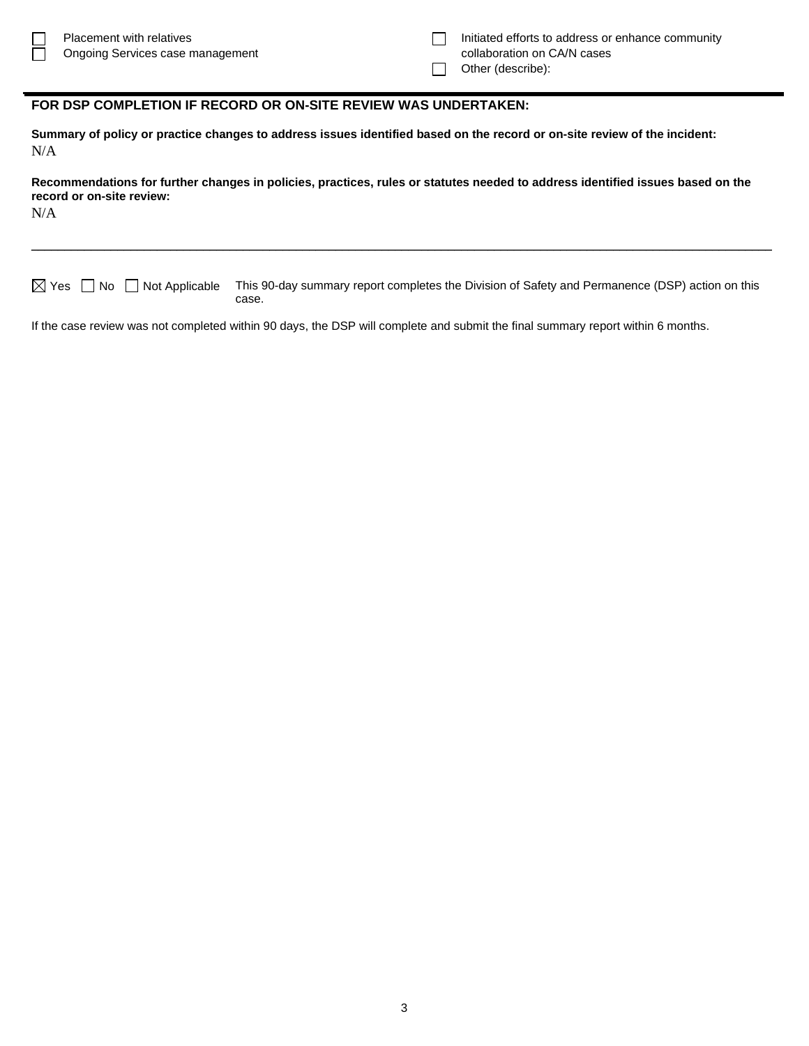- [ ] Placement with relatives
- [ ] Ongoing Services case management
- [ ] Initiated efforts to address or enhance community collaboration on CA/N cases
- [ ] Other (describe):

---

**FOR DSP COMPLETION IF RECORD OR ON-SITE REVIEW WAS UNDERTAKEN:**

**Summary of policy or practice changes to address issues identified based on the record or on-site review of the incident:**

N/A

**Recommendations for further changes in policies, practices, rules or statutes needed to address identified issues based on the record or on-site review:**

N/A

---

☒ Yes ☐ No ☐ Not Applicable This 90-day summary report completes the Division of Safety and Permanence (DSP) action on this case.

If the case review was not completed within 90 days, the DSP will complete and submit the final summary report within 6 months.